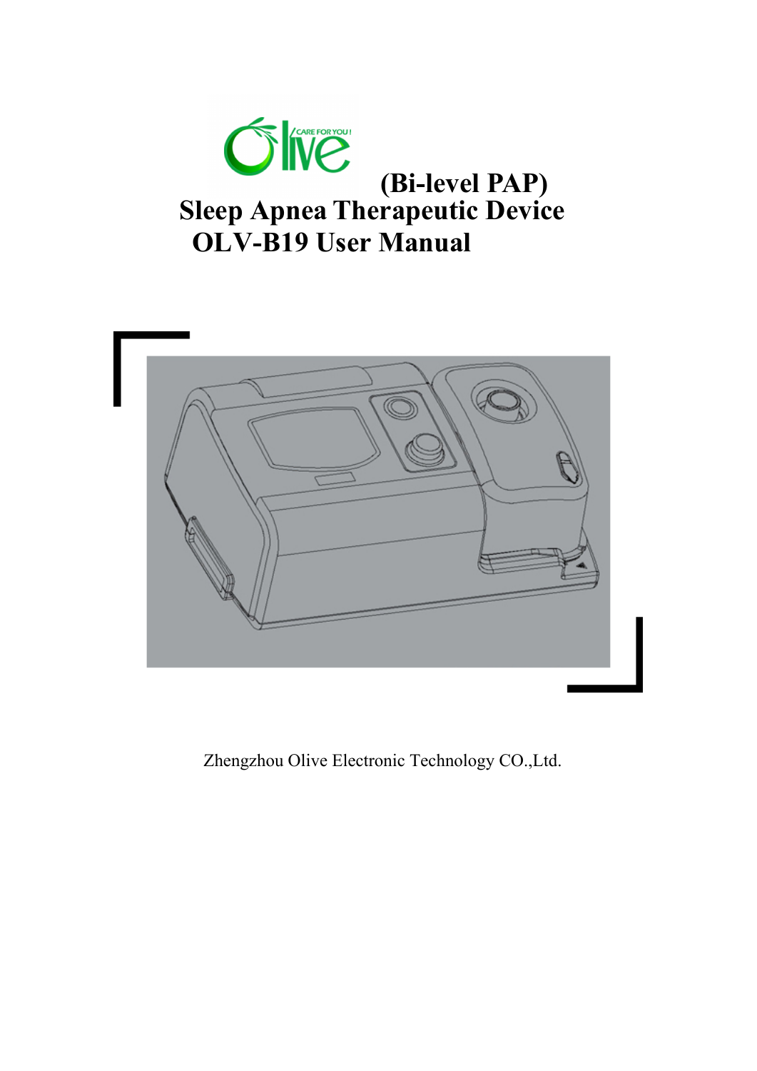# (Bi-level PAP) Sleep Apnea Therapeutic Device OLV-B19 User Manual

Zhengzhou Olive Electronic Technology CO.,Ltd.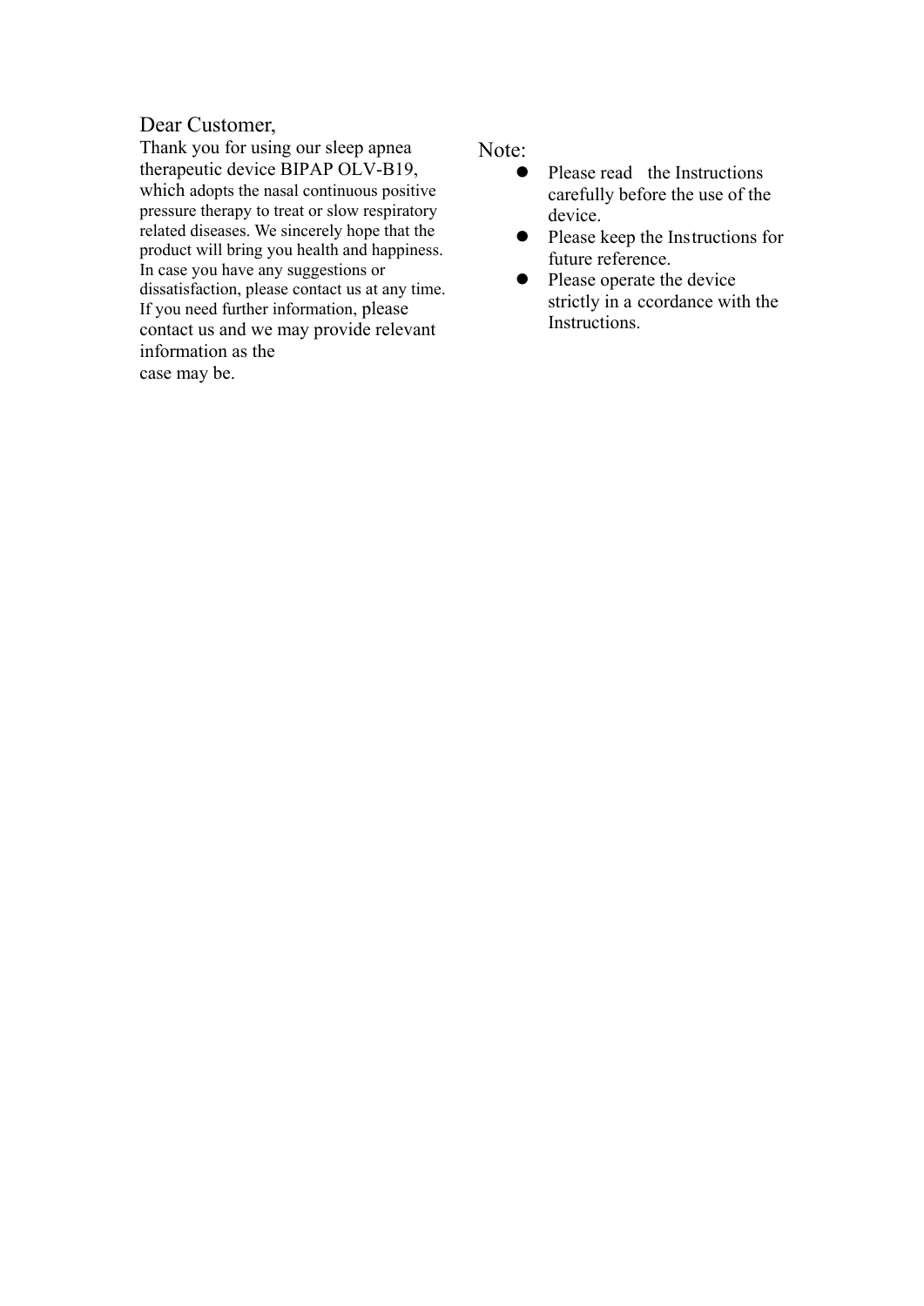Dear Customer,

Thank you for using our sleep apnea therapeutic device BIPAP OLV-B19, which adopts the nasal continuous positive pressure therapy to treat or slow respiratory related diseases. We sincerely hope that the product will bring you health and happiness. In case you have any suggestions or dissatisfaction, please contact us at any time. If you need further information, please contact us and we may provide relevant information as the case may be.

Note:

- Please read the Instructions carefully before the use of the device.
- Please keep the Instructions for future reference.
- Please operate the device strictly in a ccordance with the Instructions.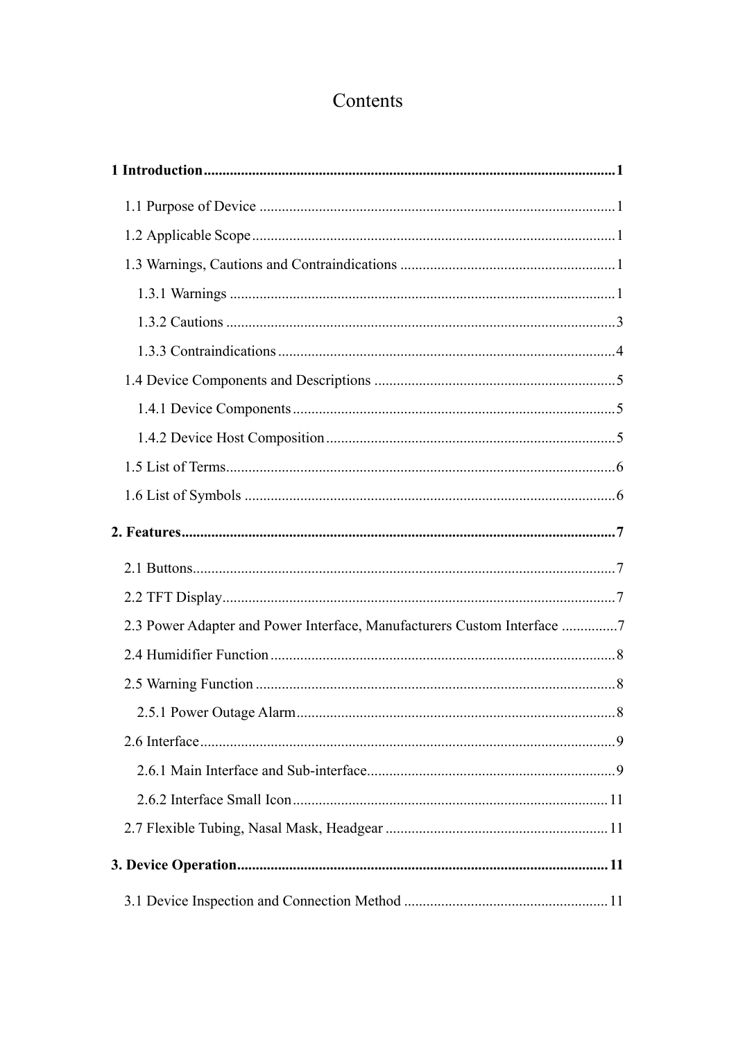# Contents

**1 Introduction** ........................................................................ **1**

1.1 Purpose of Device ........................................................................ 1

1.2 Applicable Scope ........................................................................ 1

1.3 Warnings, Cautions and Contraindications ........................................................................ 1

1.3.1 Warnings ........................................................................ 1

1.3.2 Cautions ........................................................................ 3

1.3.3 Contraindications ........................................................................ 4

1.4 Device Components and Descriptions ........................................................................ 5

1.4.1 Device Components ........................................................................ 5

1.4.2 Device Host Composition ........................................................................ 5

1.5 List of Terms ........................................................................ 6

1.6 List of Symbols ........................................................................ 6

**2. Features** ........................................................................ **7**

2.1 Buttons ........................................................................ 7

2.2 TFT Display ........................................................................ 7

2.3 Power Adapter and Power Interface, Manufacturers Custom Interface ........................................................................ 7

2.4 Humidifier Function ........................................................................ 8

2.5 Warning Function ........................................................................ 8

2.5.1 Power Outage Alarm ........................................................................ 8

2.6 Interface ........................................................................ 9

2.6.1 Main Interface and Sub-interface ........................................................................ 9

2.6.2 Interface Small Icon ........................................................................ 11

2.7 Flexible Tubing, Nasal Mask, Headgear ........................................................................ 11

**3. Device Operation** ........................................................................ **11**

3.1 Device Inspection and Connection Method ........................................................................ 11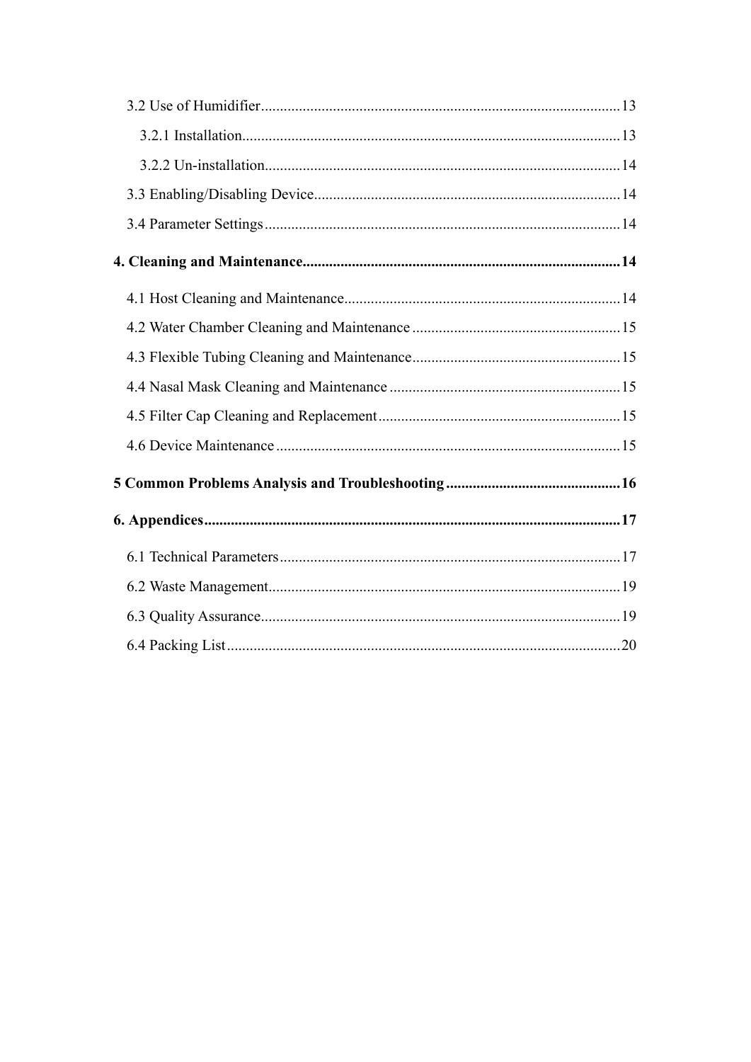3.2 Use of Humidifier....13

3.2.1 Installation....13

3.2.2 Un-installation....14

3.3 Enabling/Disabling Device....14

3.4 Parameter Settings....14

**4. Cleaning and Maintenance....14**

4.1 Host Cleaning and Maintenance....14

4.2 Water Chamber Cleaning and Maintenance....15

4.3 Flexible Tubing Cleaning and Maintenance....15

4.4 Nasal Mask Cleaning and Maintenance....15

4.5 Filter Cap Cleaning and Replacement....15

4.6 Device Maintenance....15

**5 Common Problems Analysis and Troubleshooting....16**

**6. Appendices....17**

6.1 Technical Parameters....17

6.2 Waste Management....19

6.3 Quality Assurance....19

6.4 Packing List....20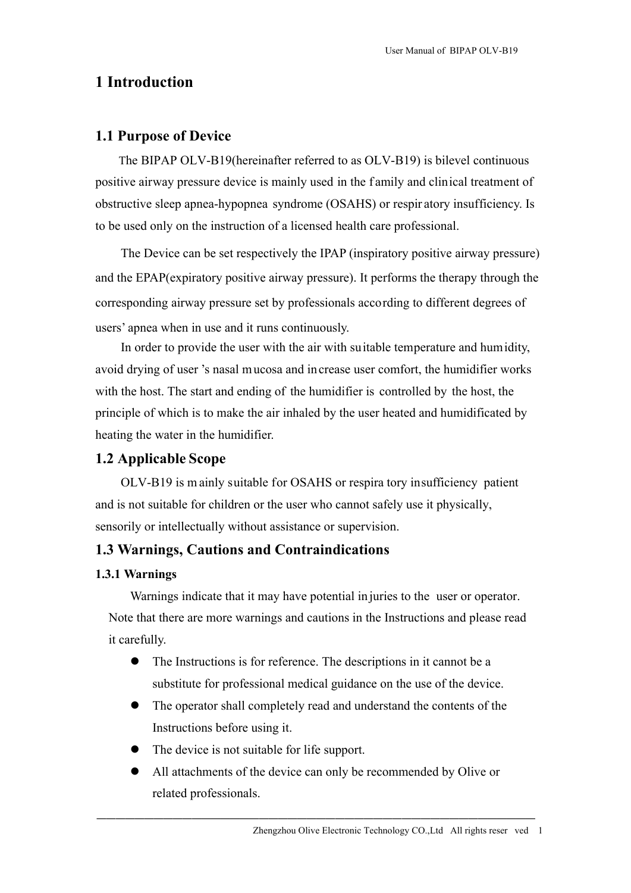# 1 Introduction

## 1.1 Purpose of Device

The BIPAP OLV-B19(hereinafter referred to as OLV-B19) is bilevel continuous positive airway pressure device is mainly used in the family and clinical treatment of obstructive sleep apnea-hypopnea syndrome (OSAHS) or respiratory insufficiency. Is to be used only on the instruction of a licensed health care professional.

The Device can be set respectively the IPAP (inspiratory positive airway pressure) and the EPAP(expiratory positive airway pressure). It performs the therapy through the corresponding airway pressure set by professionals according to different degrees of users' apnea when in use and it runs continuously.

In order to provide the user with the air with suitable temperature and humidity, avoid drying of user 's nasal mucosa and increase user comfort, the humidifier works with the host. The start and ending of the humidifier is controlled by the host, the principle of which is to make the air inhaled by the user heated and humidificated by heating the water in the humidifier.

## 1.2 Applicable Scope

OLV-B19 is mainly suitable for OSAHS or respiratory insufficiency patient and is not suitable for children or the user who cannot safely use it physically, sensorily or intellectually without assistance or supervision.

## 1.3 Warnings, Cautions and Contraindications

### 1.3.1 Warnings

Warnings indicate that it may have potential injuries to the user or operator. Note that there are more warnings and cautions in the Instructions and please read it carefully.

- The Instructions is for reference. The descriptions in it cannot be a substitute for professional medical guidance on the use of the device.
- The operator shall completely read and understand the contents of the Instructions before using it.
- The device is not suitable for life support.
- All attachments of the device can only be recommended by Olive or related professionals.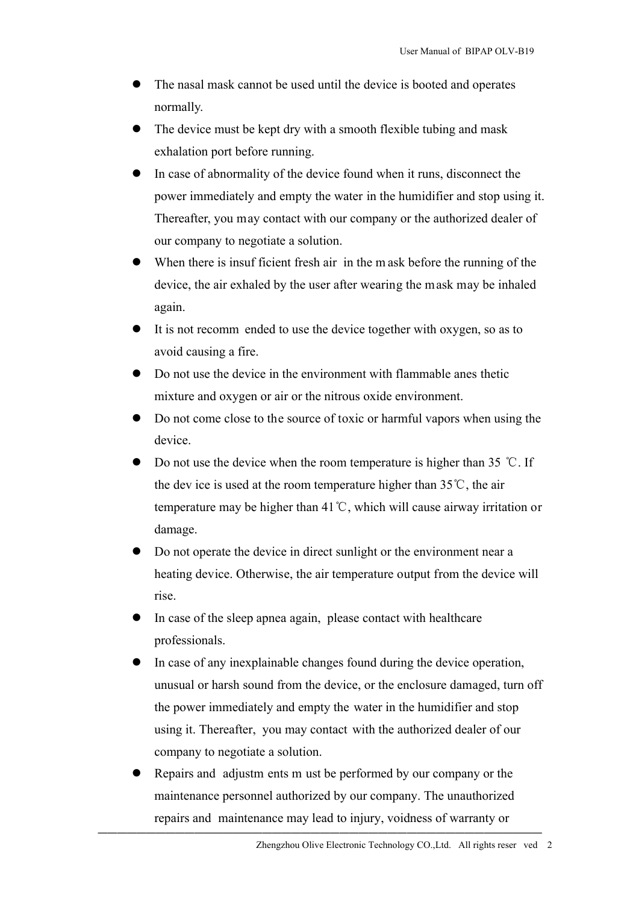- The nasal mask cannot be used until the device is booted and operates normally.
- The device must be kept dry with a smooth flexible tubing and mask exhalation port before running.
- In case of abnormality of the device found when it runs, disconnect the power immediately and empty the water in the humidifier and stop using it. Thereafter, you may contact with our company or the authorized dealer of our company to negotiate a solution.
- When there is insufficient fresh air in the mask before the running of the device, the air exhaled by the user after wearing the mask may be inhaled again.
- It is not recommended to use the device together with oxygen, so as to avoid causing a fire.
- Do not use the device in the environment with flammable anesthetic mixture and oxygen or air or the nitrous oxide environment.
- Do not come close to the source of toxic or harmful vapors when using the device.
- Do not use the device when the room temperature is higher than 35 ℃. If the device is used at the room temperature higher than 35℃, the air temperature may be higher than 41℃, which will cause airway irritation or damage.
- Do not operate the device in direct sunlight or the environment near a heating device. Otherwise, the air temperature output from the device will rise.
- In case of the sleep apnea again, please contact with healthcare professionals.
- In case of any inexplainable changes found during the device operation, unusual or harsh sound from the device, or the enclosure damaged, turn off the power immediately and empty the water in the humidifier and stop using it. Thereafter, you may contact with the authorized dealer of our company to negotiate a solution.
- Repairs and adjustments must be performed by our company or the maintenance personnel authorized by our company. The unauthorized repairs and maintenance may lead to injury, voidness of warranty or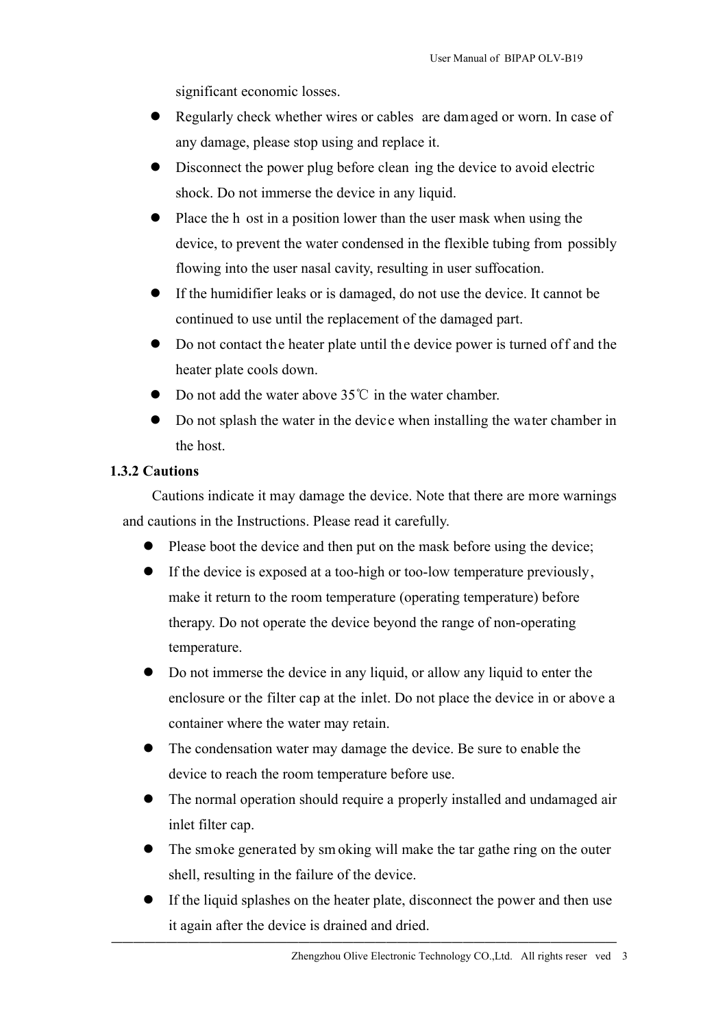significant economic losses.

- Regularly check whether wires or cables are damaged or worn. In case of any damage, please stop using and replace it.
- Disconnect the power plug before cleaning the device to avoid electric shock. Do not immerse the device in any liquid.
- Place the host in a position lower than the user mask when using the device, to prevent the water condensed in the flexible tubing from possibly flowing into the user nasal cavity, resulting in user suffocation.
- If the humidifier leaks or is damaged, do not use the device. It cannot be continued to use until the replacement of the damaged part.
- Do not contact the heater plate until the device power is turned off and the heater plate cools down.
- Do not add the water above 35℃ in the water chamber.
- Do not splash the water in the device when installing the water chamber in the host.

**1.3.2 Cautions**

Cautions indicate it may damage the device. Note that there are more warnings and cautions in the Instructions. Please read it carefully.

- Please boot the device and then put on the mask before using the device;
- If the device is exposed at a too-high or too-low temperature previously, make it return to the room temperature (operating temperature) before therapy. Do not operate the device beyond the range of non-operating temperature.
- Do not immerse the device in any liquid, or allow any liquid to enter the enclosure or the filter cap at the inlet. Do not place the device in or above a container where the water may retain.
- The condensation water may damage the device. Be sure to enable the device to reach the room temperature before use.
- The normal operation should require a properly installed and undamaged air inlet filter cap.
- The smoke generated by smoking will make the tar gathering on the outer shell, resulting in the failure of the device.
- If the liquid splashes on the heater plate, disconnect the power and then use it again after the device is drained and dried.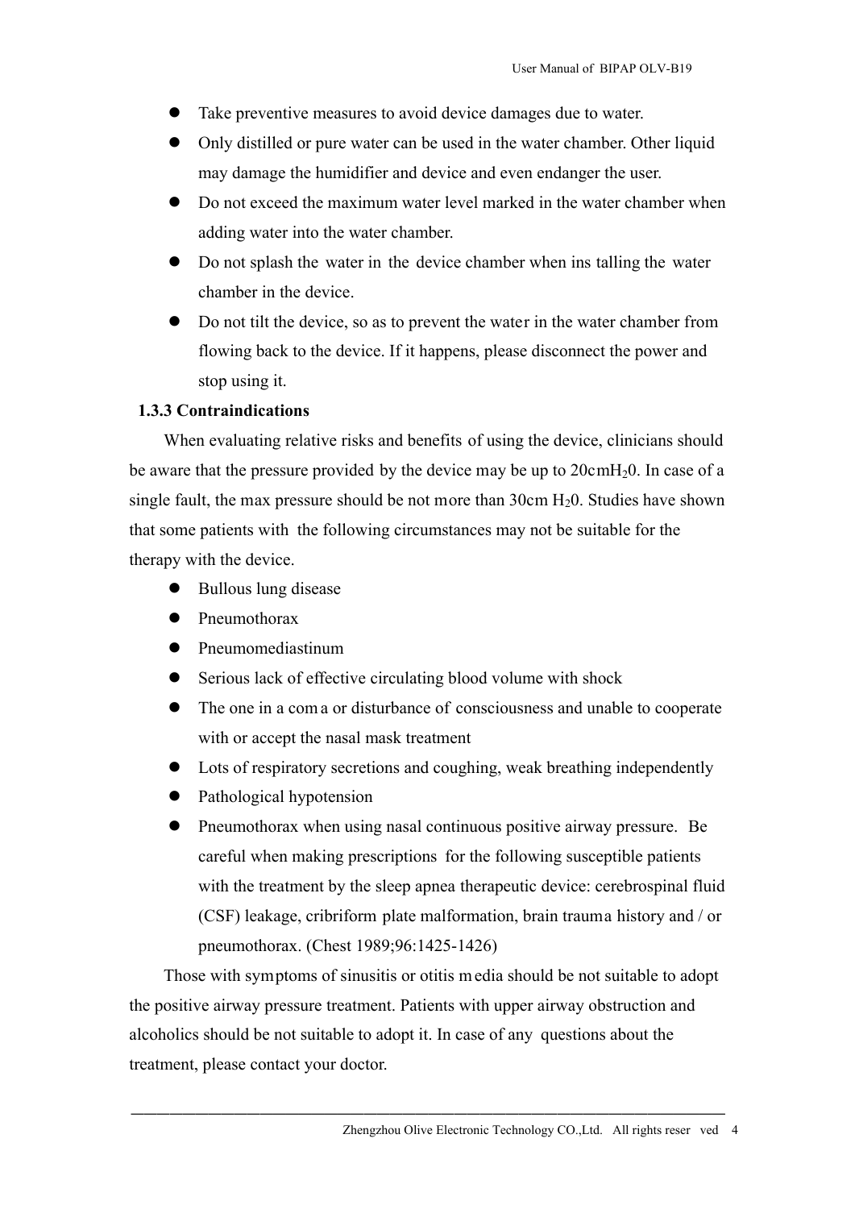- Take preventive measures to avoid device damages due to water.
- Only distilled or pure water can be used in the water chamber. Other liquid may damage the humidifier and device and even endanger the user.
- Do not exceed the maximum water level marked in the water chamber when adding water into the water chamber.
- Do not splash the water in the device chamber when ins talling the water chamber in the device.
- Do not tilt the device, so as to prevent the water in the water chamber from flowing back to the device. If it happens, please disconnect the power and stop using it.

### 1.3.3 Contraindications

When evaluating relative risks and benefits of using the device, clinicians should be aware that the pressure provided by the device may be up to 20cm$H_2$0. In case of a single fault, the max pressure should be not more than 30cm $H_2$0. Studies have shown that some patients with the following circumstances may not be suitable for the therapy with the device.

- Bullous lung disease
- Pneumothorax
- Pneumomediastinum
- Serious lack of effective circulating blood volume with shock
- The one in a coma or disturbance of consciousness and unable to cooperate with or accept the nasal mask treatment
- Lots of respiratory secretions and coughing, weak breathing independently
- Pathological hypotension
- Pneumothorax when using nasal continuous positive airway pressure. Be careful when making prescriptions for the following susceptible patients with the treatment by the sleep apnea therapeutic device: cerebrospinal fluid (CSF) leakage, cribriform plate malformation, brain trauma history and / or pneumothorax. (Chest 1989;96:1425-1426)

Those with symptoms of sinusitis or otitis media should be not suitable to adopt the positive airway pressure treatment. Patients with upper airway obstruction and alcoholics should be not suitable to adopt it. In case of any questions about the treatment, please contact your doctor.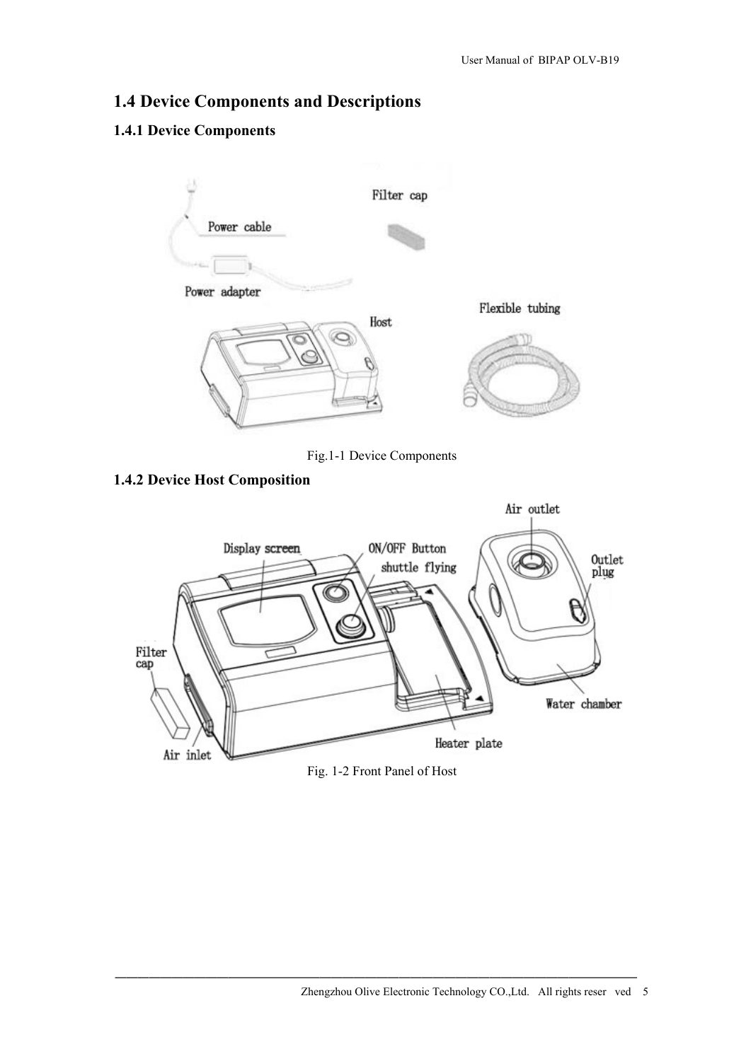## 1.4 Device Components and Descriptions

### 1.4.1 Device Components

Fig.1-1 Device Components

### 1.4.2 Device Host Composition

Fig. 1-2 Front Panel of Host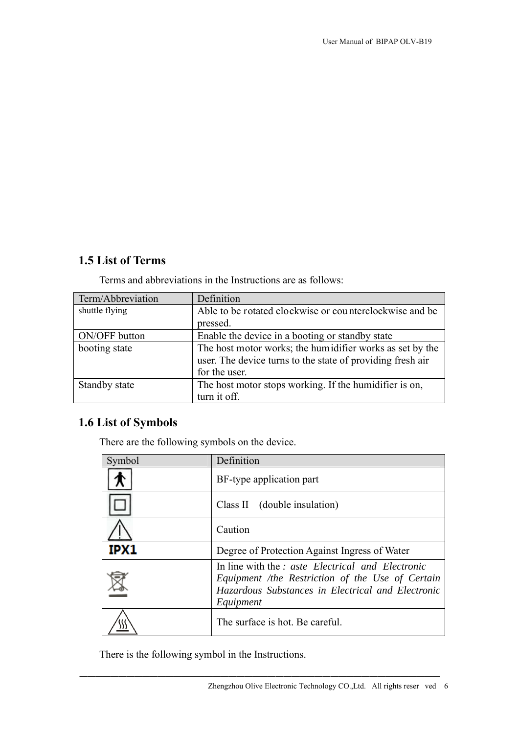## 1.5 List of Terms

Terms and abbreviations in the Instructions are as follows:

| Term/Abbreviation | Definition |
|---|---|
| shuttle flying | Able to be rotated clockwise or counterclockwise and be pressed. |
| ON/OFF button | Enable the device in a booting or standby state |
| booting state | The host motor works; the humidifier works as set by the user. The device turns to the state of providing fresh air for the user. |
| Standby state | The host motor stops working. If the humidifier is on, turn it off. |

## 1.6 List of Symbols

There are the following symbols on the device.

| Symbol | Definition |
|---|---|
| | BF-type application part |
| | Class II (double insulation) |
| | Caution |
| IPX1 | Degree of Protection Against Ingress of Water |
| | In line with the *: aste Electrical and Electronic Equipment /the Restriction of the Use of Certain Hazardous Substances in Electrical and Electronic Equipment* |
| | The surface is hot. Be careful. |

There is the following symbol in the Instructions.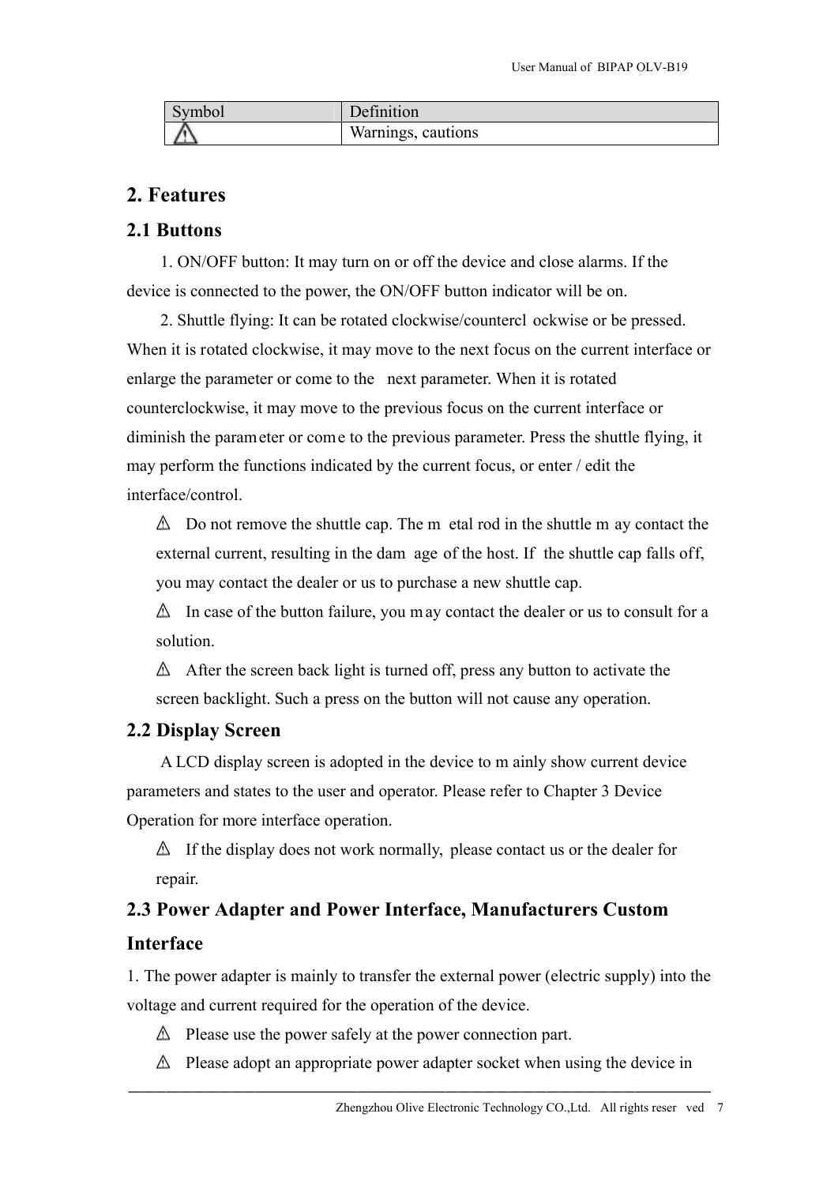| Symbol | Definition |
|---|---|
| ⚠ | Warnings, cautions |

## 2. Features

### 2.1 Buttons

1. ON/OFF button: It may turn on or off the device and close alarms. If the device is connected to the power, the ON/OFF button indicator will be on.

2. Shuttle flying: It can be rotated clockwise/counterclockwise or be pressed. When it is rotated clockwise, it may move to the next focus on the current interface or enlarge the parameter or come to the next parameter. When it is rotated counterclockwise, it may move to the previous focus on the current interface or diminish the parameter or come to the previous parameter. Press the shuttle flying, it may perform the functions indicated by the current focus, or enter / edit the interface/control.

⚠ Do not remove the shuttle cap. The metal rod in the shuttle may contact the external current, resulting in the damage of the host. If the shuttle cap falls off, you may contact the dealer or us to purchase a new shuttle cap.

⚠ In case of the button failure, you may contact the dealer or us to consult for a solution.

⚠ After the screen back light is turned off, press any button to activate the screen backlight. Such a press on the button will not cause any operation.

### 2.2 Display Screen

A LCD display screen is adopted in the device to mainly show current device parameters and states to the user and operator. Please refer to Chapter 3 Device Operation for more interface operation.

⚠ If the display does not work normally, please contact us or the dealer for repair.

### 2.3 Power Adapter and Power Interface, Manufacturers Custom Interface

1. The power adapter is mainly to transfer the external power (electric supply) into the voltage and current required for the operation of the device.

⚠ Please use the power safely at the power connection part.

⚠ Please adopt an appropriate power adapter socket when using the device in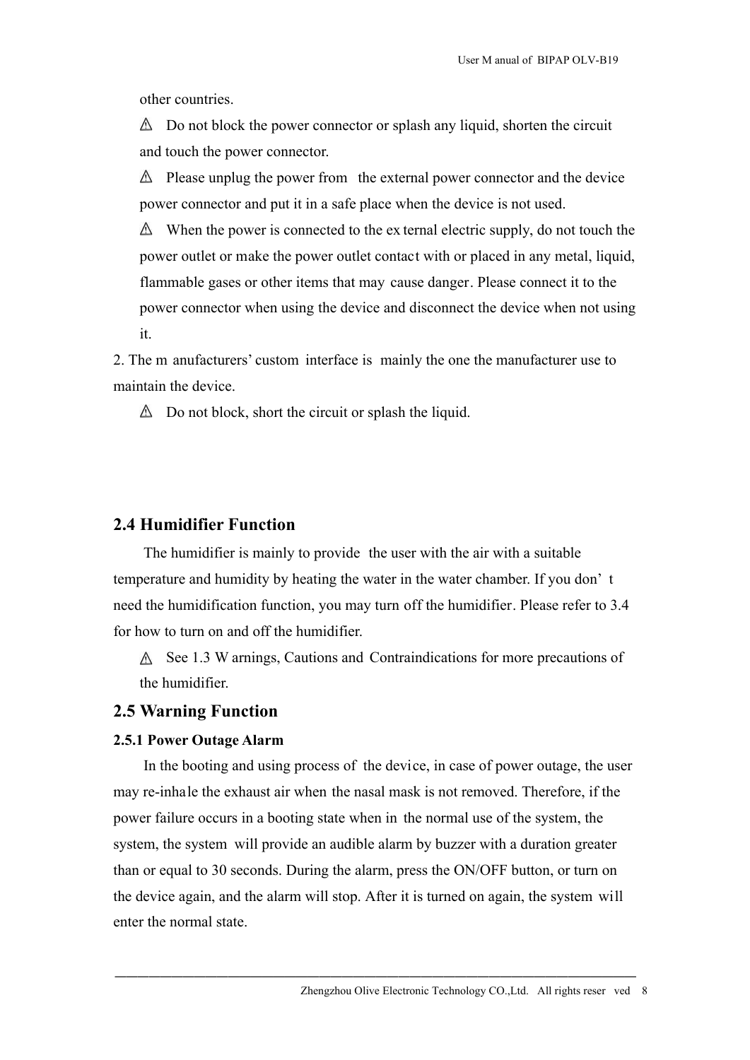other countries.

⚠ Do not block the power connector or splash any liquid, shorten the circuit and touch the power connector.

⚠ Please unplug the power from the external power connector and the device power connector and put it in a safe place when the device is not used.

⚠ When the power is connected to the external electric supply, do not touch the power outlet or make the power outlet contact with or placed in any metal, liquid, flammable gases or other items that may cause danger. Please connect it to the power connector when using the device and disconnect the device when not using it.

2. The manufacturers' custom interface is mainly the one the manufacturer use to maintain the device.

⚠ Do not block, short the circuit or splash the liquid.

## 2.4 Humidifier Function

The humidifier is mainly to provide the user with the air with a suitable temperature and humidity by heating the water in the water chamber. If you don't need the humidification function, you may turn off the humidifier. Please refer to 3.4 for how to turn on and off the humidifier.

⚠ See 1.3 Warnings, Cautions and Contraindications for more precautions of the humidifier.

## 2.5 Warning Function

### 2.5.1 Power Outage Alarm

In the booting and using process of the device, in case of power outage, the user may re-inhale the exhaust air when the nasal mask is not removed. Therefore, if the power failure occurs in a booting state when in the normal use of the system, the system, the system will provide an audible alarm by buzzer with a duration greater than or equal to 30 seconds. During the alarm, press the ON/OFF button, or turn on the device again, and the alarm will stop. After it is turned on again, the system will enter the normal state.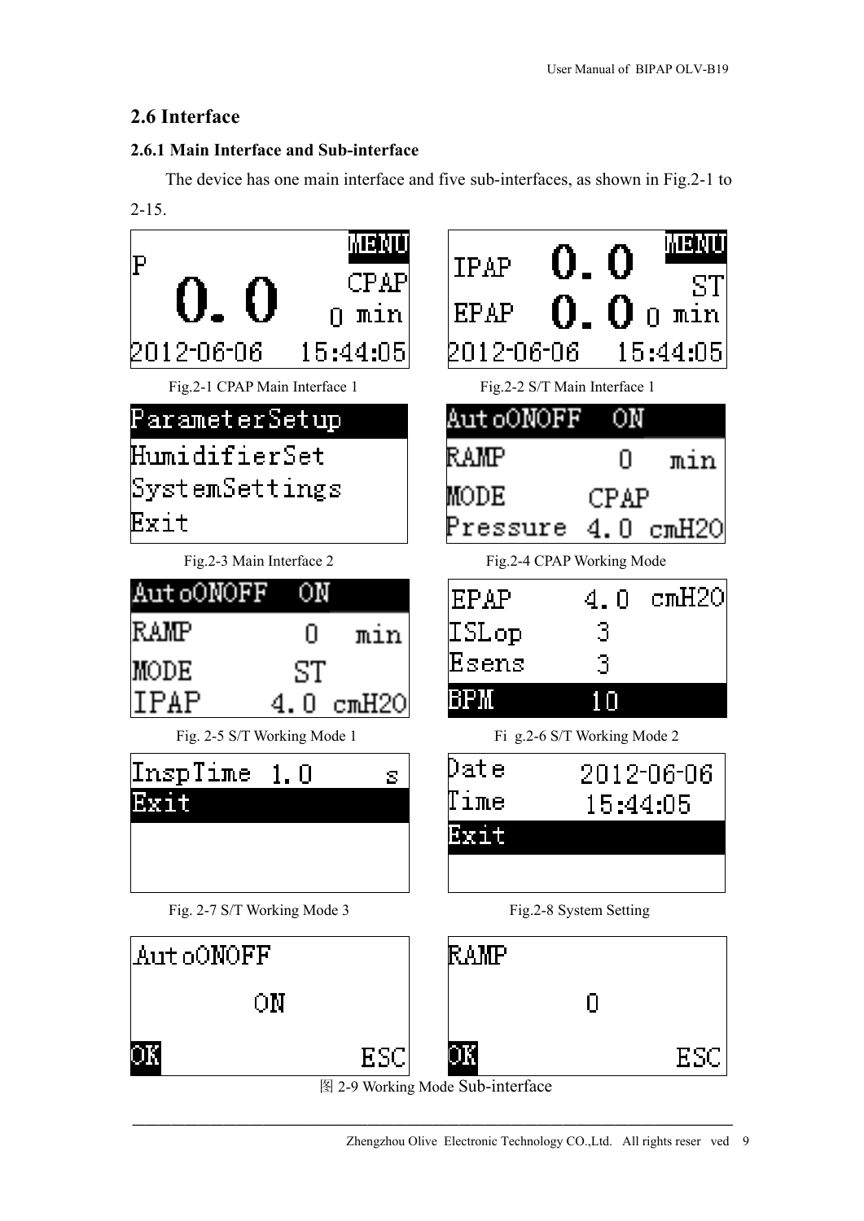## 2.6 Interface

### 2.6.1 Main Interface and Sub-interface

The device has one main interface and five sub-interfaces, as shown in Fig.2-1 to 2-15.

```
P                MENU
                 CPAP
  0.0           0 min
2012-06-06   15:44:05
```

Fig.2-1 CPAP Main Interface 1

```
IPAP  0.0        MENU
                   ST
EPAP  0.0       0 min
2012-06-06   15:44:05
```

Fig.2-2 S/T Main Interface 1

```
ParameterSetup
HumidifierSet
SystemSettings
Exit
```

Fig.2-3 Main Interface 2

```
AutoONOFF   ON
RAMP         0   min
MODE       CPAP
Pressure   4.0  cmH2O
```

Fig.2-4 CPAP Working Mode

```
AutoONOFF   ON
RAMP         0   min
MODE        ST
IPAP       4.0  cmH2O
```

Fig. 2-5 S/T Working Mode 1

```
EPAP       4.0  cmH2O
ISLop       3
Esens       3
BPM        10
```

Fi g.2-6 S/T Working Mode 2

```
InspTime  1.0       s
Exit
```

Fig. 2-7 S/T Working Mode 3

```
Date      2012-06-06
Time        15:44:05
Exit
```

Fig.2-8 System Setting

```
AutoONOFF

        ON

OK               ESC
```

```
RAMP

         0

OK               ESC
```

图 2-9 Working Mode Sub-interface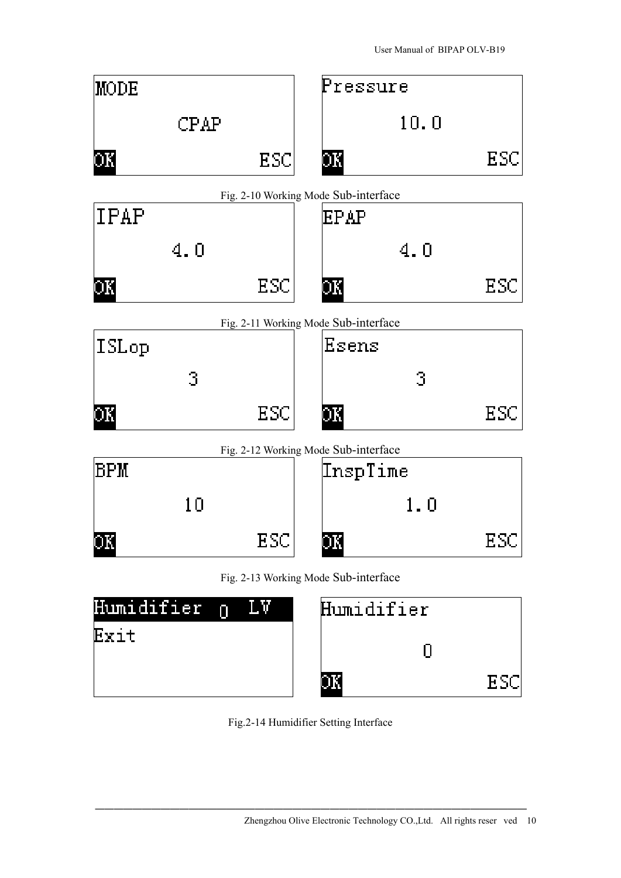MODE

CPAP

OK ESC

Pressure

10.0

OK ESC

Fig. 2-10 Working Mode Sub-interface

IPAP

4.0

OK ESC

EPAP

4.0

OK ESC

Fig. 2-11 Working Mode Sub-interface

ISLop

3

OK ESC

Esens

3

OK ESC

Fig. 2-12 Working Mode Sub-interface

BPM

10

OK ESC

InspTime

1.0

OK ESC

Fig. 2-13 Working Mode Sub-interface

Humidifier 0 LV

Exit

Humidifier

0

OK ESC

Fig.2-14 Humidifier Setting Interface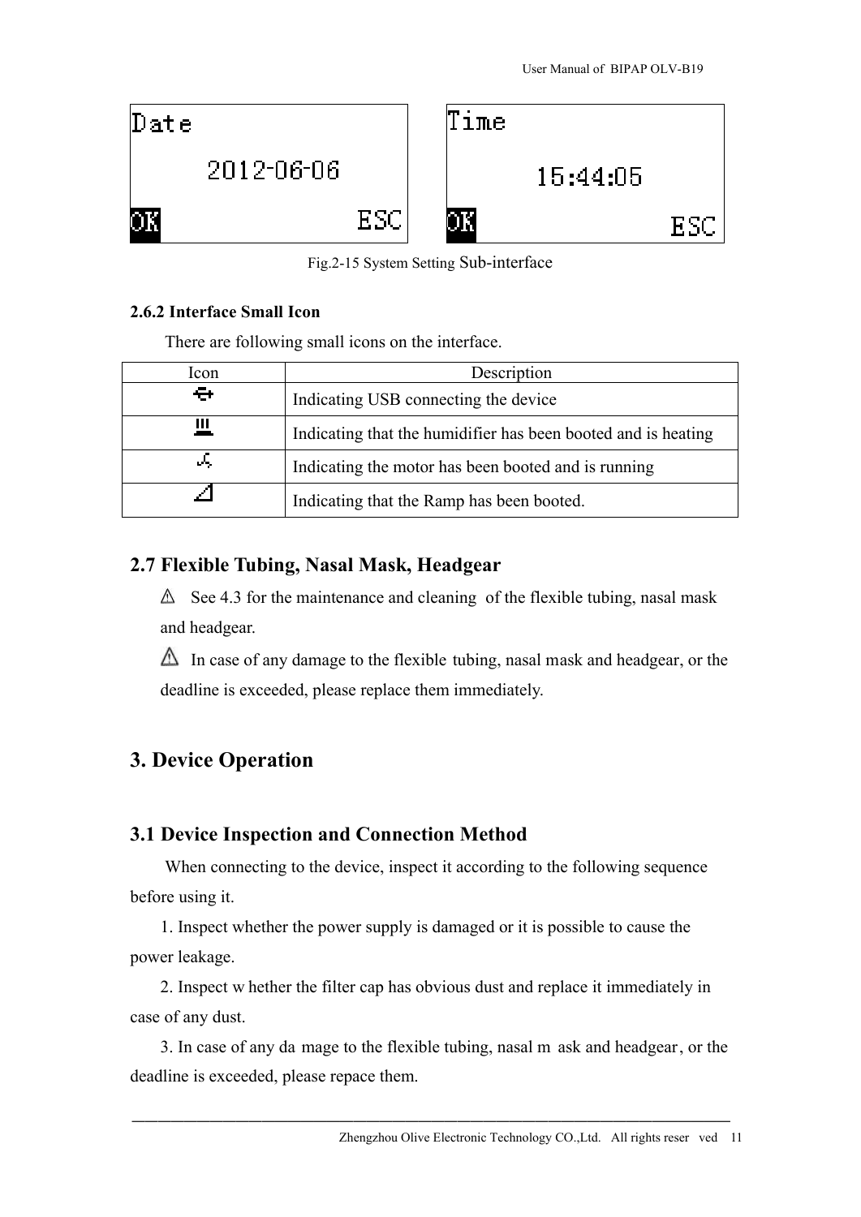Fig.2-15 System Setting Sub-interface

**2.6.2 Interface Small Icon**

There are following small icons on the interface.

| Icon | Description |
|---|---|
| | Indicating USB connecting the device |
| | Indicating that the humidifier has been booted and is heating |
| | Indicating the motor has been booted and is running |
| | Indicating that the Ramp has been booted. |

## 2.7 Flexible Tubing, Nasal Mask, Headgear

⚠ See 4.3 for the maintenance and cleaning of the flexible tubing, nasal mask and headgear.

⚠ In case of any damage to the flexible tubing, nasal mask and headgear, or the deadline is exceeded, please replace them immediately.

# 3. Device Operation

## 3.1 Device Inspection and Connection Method

When connecting to the device, inspect it according to the following sequence before using it.

1. Inspect whether the power supply is damaged or it is possible to cause the power leakage.

2. Inspect whether the filter cap has obvious dust and replace it immediately in case of any dust.

3. In case of any damage to the flexible tubing, nasal mask and headgear, or the deadline is exceeded, please repace them.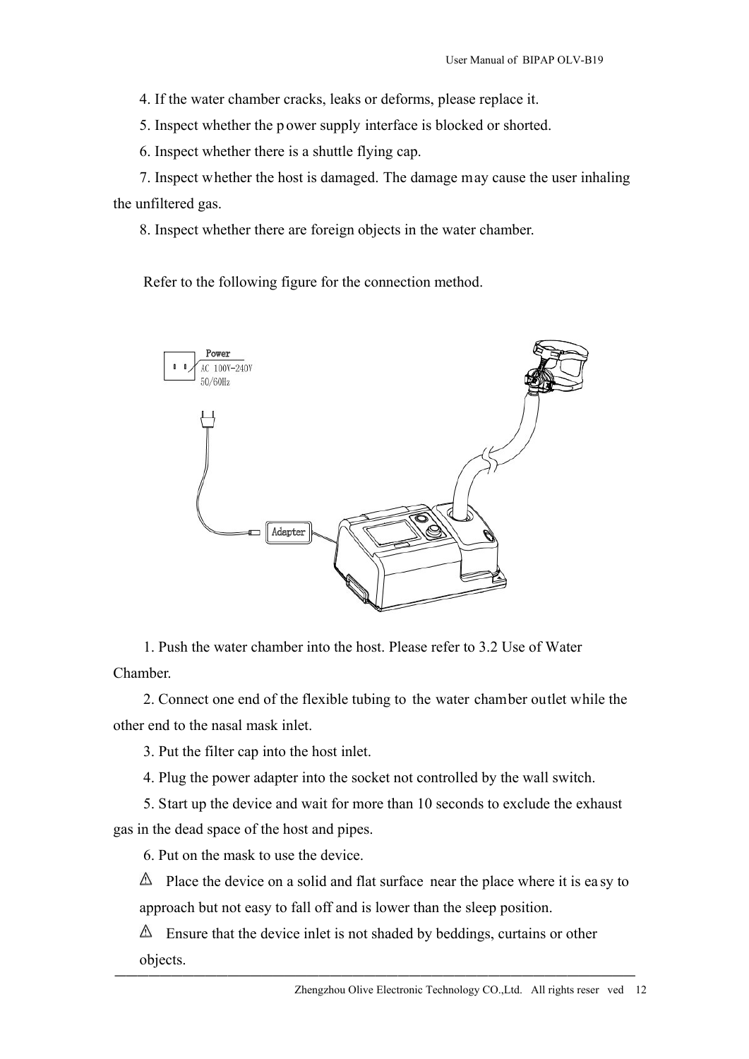4. If the water chamber cracks, leaks or deforms, please replace it.

5. Inspect whether the power supply interface is blocked or shorted.

6. Inspect whether there is a shuttle flying cap.

7. Inspect whether the host is damaged. The damage may cause the user inhaling the unfiltered gas.

8. Inspect whether there are foreign objects in the water chamber.

Refer to the following figure for the connection method.

1. Push the water chamber into the host. Please refer to 3.2 Use of Water Chamber.

2. Connect one end of the flexible tubing to the water chamber outlet while the other end to the nasal mask inlet.

3. Put the filter cap into the host inlet.

4. Plug the power adapter into the socket not controlled by the wall switch.

5. Start up the device and wait for more than 10 seconds to exclude the exhaust gas in the dead space of the host and pipes.

6. Put on the mask to use the device.

⚠ Place the device on a solid and flat surface near the place where it is easy to approach but not easy to fall off and is lower than the sleep position.

⚠ Ensure that the device inlet is not shaded by beddings, curtains or other objects.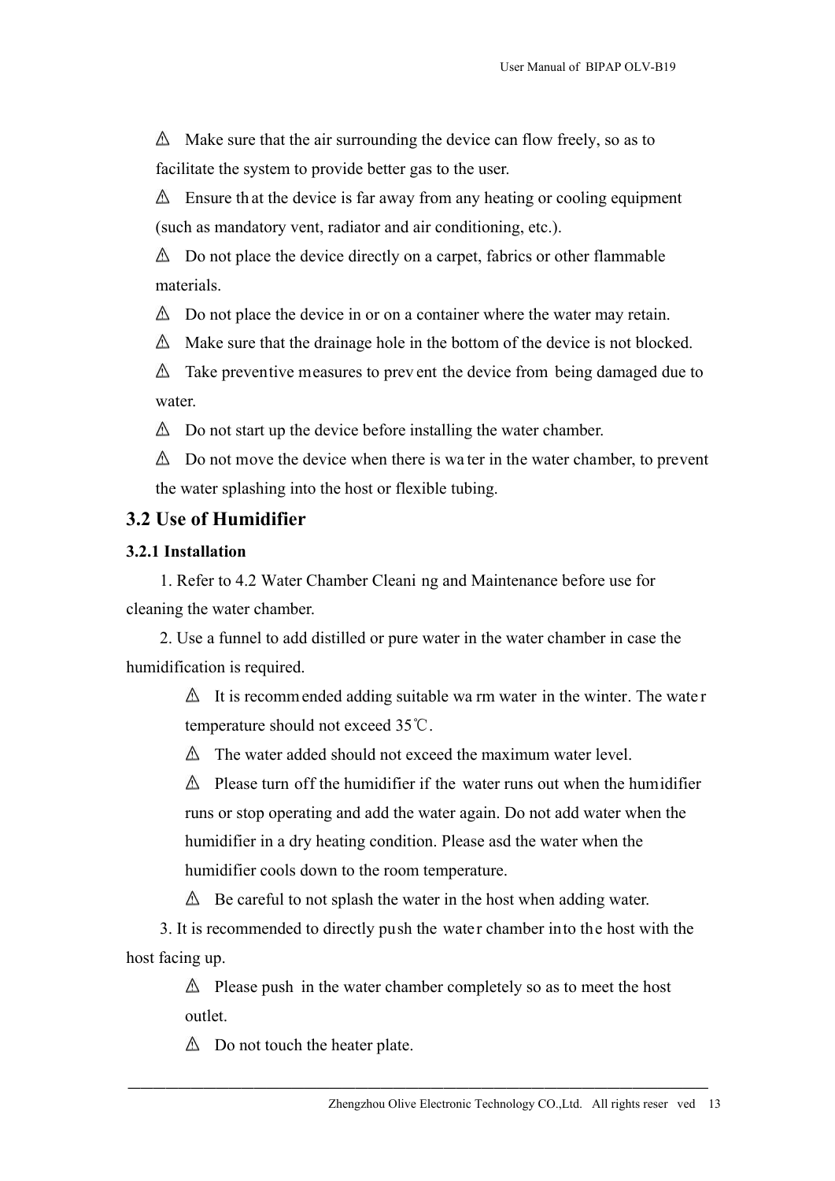⚠ Make sure that the air surrounding the device can flow freely, so as to facilitate the system to provide better gas to the user.

⚠ Ensure that the device is far away from any heating or cooling equipment (such as mandatory vent, radiator and air conditioning, etc.).

⚠ Do not place the device directly on a carpet, fabrics or other flammable materials.

⚠ Do not place the device in or on a container where the water may retain.

⚠ Make sure that the drainage hole in the bottom of the device is not blocked.

⚠ Take preventive measures to prevent the device from being damaged due to water.

⚠ Do not start up the device before installing the water chamber.

⚠ Do not move the device when there is water in the water chamber, to prevent the water splashing into the host or flexible tubing.

## 3.2 Use of Humidifier

### 3.2.1 Installation

1. Refer to 4.2 Water Chamber Cleaning and Maintenance before use for cleaning the water chamber.

2. Use a funnel to add distilled or pure water in the water chamber in case the humidification is required.

   ⚠ It is recommended adding suitable warm water in the winter. The water temperature should not exceed 35℃.

   ⚠ The water added should not exceed the maximum water level.

   ⚠ Please turn off the humidifier if the water runs out when the humidifier runs or stop operating and add the water again. Do not add water when the humidifier in a dry heating condition. Please asd the water when the humidifier cools down to the room temperature.

   ⚠ Be careful to not splash the water in the host when adding water.

3. It is recommended to directly push the water chamber into the host with the host facing up.

   ⚠ Please push in the water chamber completely so as to meet the host outlet.

   ⚠ Do not touch the heater plate.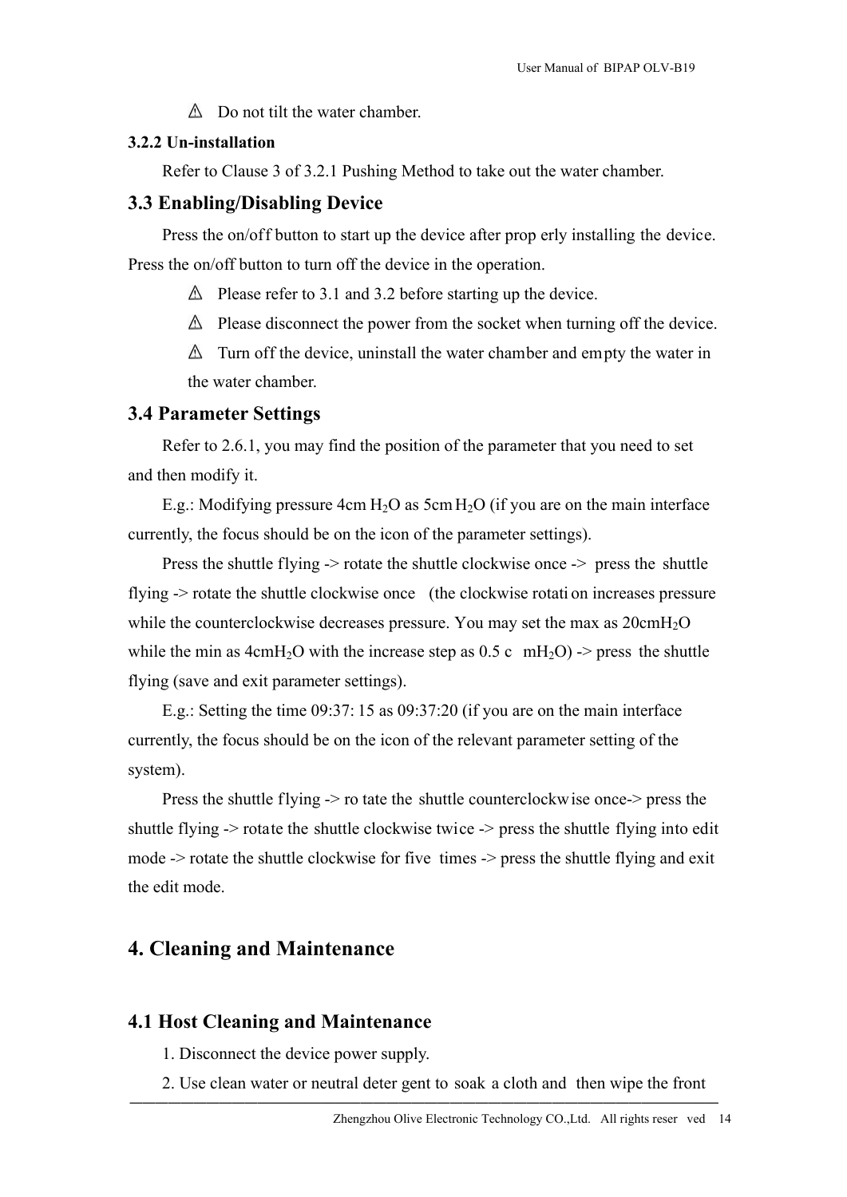⚠ Do not tilt the water chamber.

#### 3.2.2 Un-installation

Refer to Clause 3 of 3.2.1 Pushing Method to take out the water chamber.

### 3.3 Enabling/Disabling Device

Press the on/off button to start up the device after properly installing the device. Press the on/off button to turn off the device in the operation.

⚠ Please refer to 3.1 and 3.2 before starting up the device.

⚠ Please disconnect the power from the socket when turning off the device.

⚠ Turn off the device, uninstall the water chamber and empty the water in the water chamber.

### 3.4 Parameter Settings

Refer to 2.6.1, you may find the position of the parameter that you need to set and then modify it.

E.g.: Modifying pressure 4cm $H_2O$ as 5cm $H_2O$ (if you are on the main interface currently, the focus should be on the icon of the parameter settings).

Press the shuttle flying -> rotate the shuttle clockwise once -> press the shuttle flying -> rotate the shuttle clockwise once (the clockwise rotation increases pressure while the counterclockwise decreases pressure. You may set the max as 20cm$H_2O$ while the min as 4cm$H_2O$ with the increase step as 0.5 c m$H_2O$) -> press the shuttle flying (save and exit parameter settings).

E.g.: Setting the time 09:37: 15 as 09:37:20 (if you are on the main interface currently, the focus should be on the icon of the relevant parameter setting of the system).

Press the shuttle flying -> rotate the shuttle counterclockwise once-> press the shuttle flying -> rotate the shuttle clockwise twice -> press the shuttle flying into edit mode -> rotate the shuttle clockwise for five times -> press the shuttle flying and exit the edit mode.

## 4. Cleaning and Maintenance

### 4.1 Host Cleaning and Maintenance

1. Disconnect the device power supply.
2. Use clean water or neutral detergent to soak a cloth and then wipe the front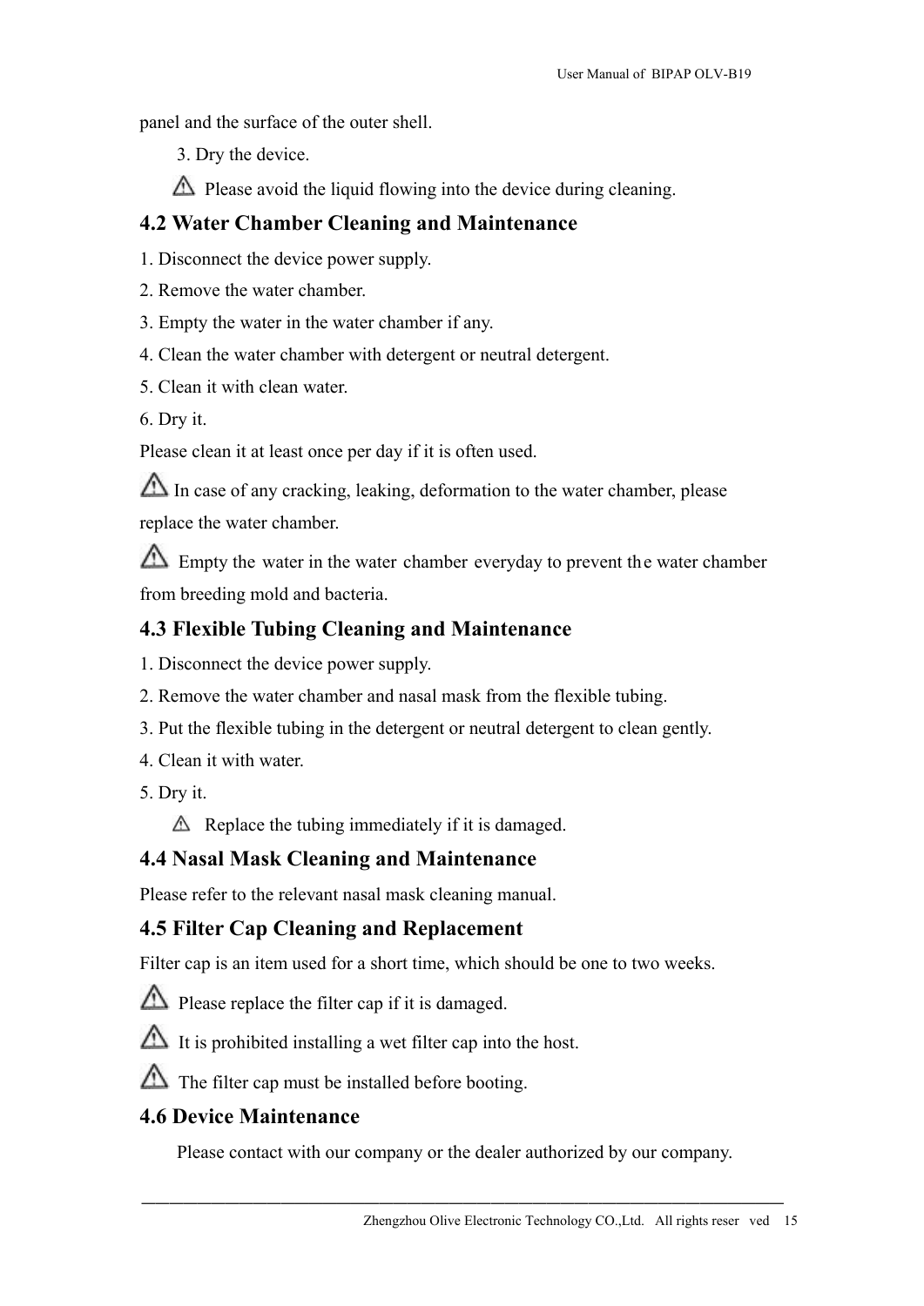panel and the surface of the outer shell.

3. Dry the device.

⚠ Please avoid the liquid flowing into the device during cleaning.

## 4.2 Water Chamber Cleaning and Maintenance

1. Disconnect the device power supply.
2. Remove the water chamber.
3. Empty the water in the water chamber if any.
4. Clean the water chamber with detergent or neutral detergent.
5. Clean it with clean water.
6. Dry it.

Please clean it at least once per day if it is often used.

⚠ In case of any cracking, leaking, deformation to the water chamber, please replace the water chamber.

⚠ Empty the water in the water chamber everyday to prevent the water chamber from breeding mold and bacteria.

## 4.3 Flexible Tubing Cleaning and Maintenance

1. Disconnect the device power supply.
2. Remove the water chamber and nasal mask from the flexible tubing.
3. Put the flexible tubing in the detergent or neutral detergent to clean gently.
4. Clean it with water.
5. Dry it.

⚠ Replace the tubing immediately if it is damaged.

## 4.4 Nasal Mask Cleaning and Maintenance

Please refer to the relevant nasal mask cleaning manual.

## 4.5 Filter Cap Cleaning and Replacement

Filter cap is an item used for a short time, which should be one to two weeks.

⚠ Please replace the filter cap if it is damaged.

⚠ It is prohibited installing a wet filter cap into the host.

⚠ The filter cap must be installed before booting.

## 4.6 Device Maintenance

Please contact with our company or the dealer authorized by our company.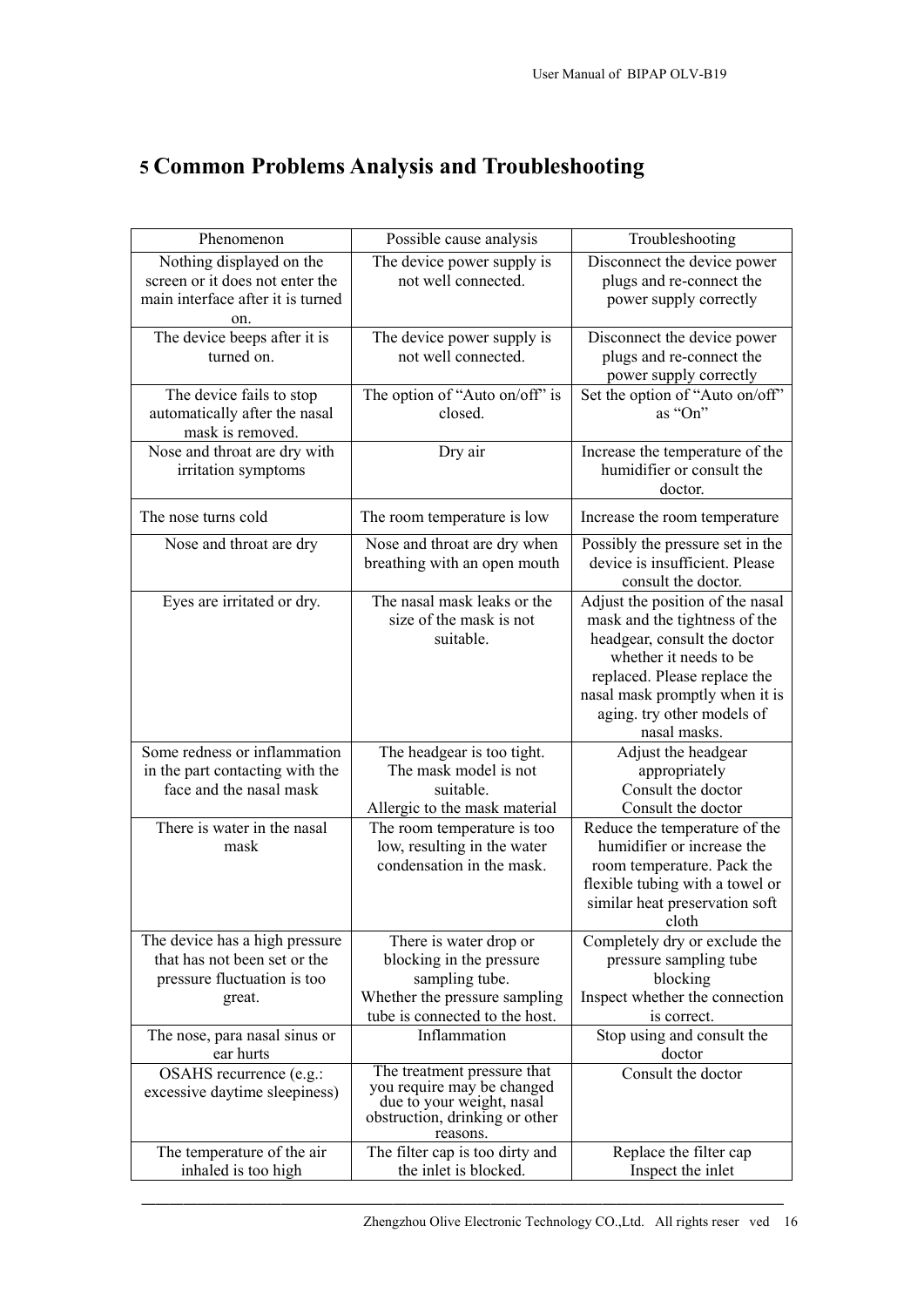# 5 Common Problems Analysis and Troubleshooting

| Phenomenon | Possible cause analysis | Troubleshooting |
| --- | --- | --- |
| Nothing displayed on the screen or it does not enter the main interface after it is turned on. | The device power supply is not well connected. | Disconnect the device power plugs and re-connect the power supply correctly |
| The device beeps after it is turned on. | The device power supply is not well connected. | Disconnect the device power plugs and re-connect the power supply correctly |
| The device fails to stop automatically after the nasal mask is removed. | The option of "Auto on/off" is closed. | Set the option of "Auto on/off" as "On" |
| Nose and throat are dry with irritation symptoms | Dry air | Increase the temperature of the humidifier or consult the doctor. |
| The nose turns cold | The room temperature is low | Increase the room temperature |
| Nose and throat are dry | Nose and throat are dry when breathing with an open mouth | Possibly the pressure set in the device is insufficient. Please consult the doctor. |
| Eyes are irritated or dry. | The nasal mask leaks or the size of the mask is not suitable. | Adjust the position of the nasal mask and the tightness of the headgear, consult the doctor whether it needs to be replaced. Please replace the nasal mask promptly when it is aging. try other models of nasal masks. |
| Some redness or inflammation in the part contacting with the face and the nasal mask | The headgear is too tight.<br>The mask model is not suitable.<br>Allergic to the mask material | Adjust the headgear appropriately<br>Consult the doctor<br>Consult the doctor |
| There is water in the nasal mask | The room temperature is too low, resulting in the water condensation in the mask. | Reduce the temperature of the humidifier or increase the room temperature. Pack the flexible tubing with a towel or similar heat preservation soft cloth |
| The device has a high pressure that has not been set or the pressure fluctuation is too great. | There is water drop or blocking in the pressure sampling tube.<br>Whether the pressure sampling tube is connected to the host. | Completely dry or exclude the pressure sampling tube blocking<br>Inspect whether the connection is correct. |
| The nose, para nasal sinus or ear hurts | Inflammation | Stop using and consult the doctor |
| OSAHS recurrence (e.g.: excessive daytime sleepiness) | The treatment pressure that you require may be changed due to your weight, nasal obstruction, drinking or other reasons. | Consult the doctor |
| The temperature of the air inhaled is too high | The filter cap is too dirty and the inlet is blocked. | Replace the filter cap<br>Inspect the inlet |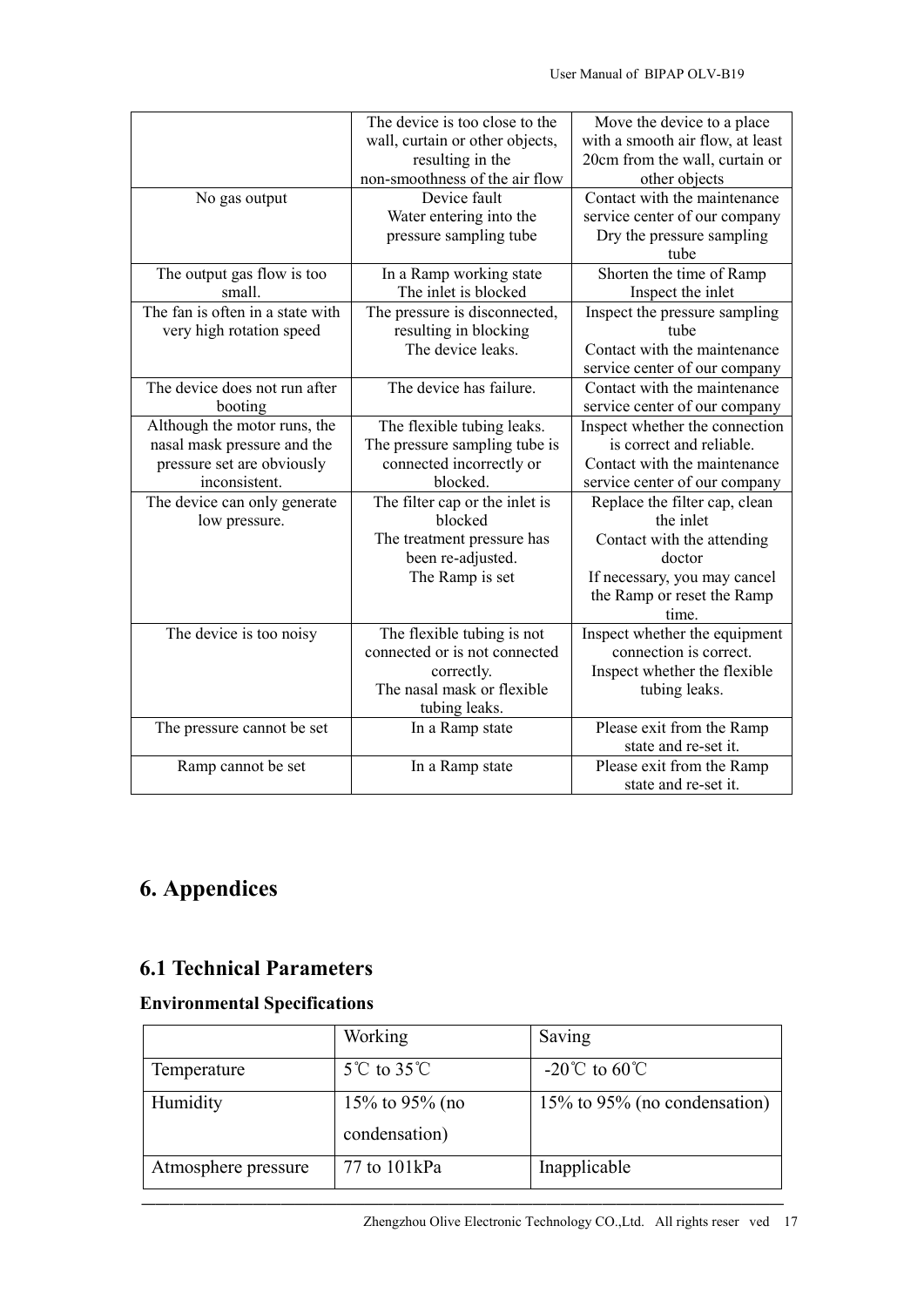| | | |
|---|---|---|
| | The device is too close to the wall, curtain or other objects, resulting in the non-smoothness of the air flow | Move the device to a place with a smooth air flow, at least 20cm from the wall, curtain or other objects |
| No gas output | Device fault<br>Water entering into the pressure sampling tube | Contact with the maintenance service center of our company<br>Dry the pressure sampling tube |
| The output gas flow is too small. | In a Ramp working state<br>The inlet is blocked | Shorten the time of Ramp<br>Inspect the inlet |
| The fan is often in a state with very high rotation speed | The pressure is disconnected, resulting in blocking<br>The device leaks. | Inspect the pressure sampling tube<br>Contact with the maintenance service center of our company |
| The device does not run after booting | The device has failure. | Contact with the maintenance service center of our company |
| Although the motor runs, the nasal mask pressure and the pressure set are obviously inconsistent. | The flexible tubing leaks.<br>The pressure sampling tube is connected incorrectly or blocked. | Inspect whether the connection is correct and reliable.<br>Contact with the maintenance service center of our company |
| The device can only generate low pressure. | The filter cap or the inlet is blocked<br>The treatment pressure has been re-adjusted.<br>The Ramp is set | Replace the filter cap, clean the inlet<br>Contact with the attending doctor<br>If necessary, you may cancel the Ramp or reset the Ramp time. |
| The device is too noisy | The flexible tubing is not connected or is not connected correctly.<br>The nasal mask or flexible tubing leaks. | Inspect whether the equipment connection is correct.<br>Inspect whether the flexible tubing leaks. |
| The pressure cannot be set | In a Ramp state | Please exit from the Ramp state and re-set it. |
| Ramp cannot be set | In a Ramp state | Please exit from the Ramp state and re-set it. |

# 6. Appendices

## 6.1 Technical Parameters

### Environmental Specifications

| | Working | Saving |
|---|---|---|
| Temperature | 5℃ to 35℃ | -20℃ to 60℃ |
| Humidity | 15% to 95% (no condensation) | 15% to 95% (no condensation) |
| Atmosphere pressure | 77 to 101kPa | Inapplicable |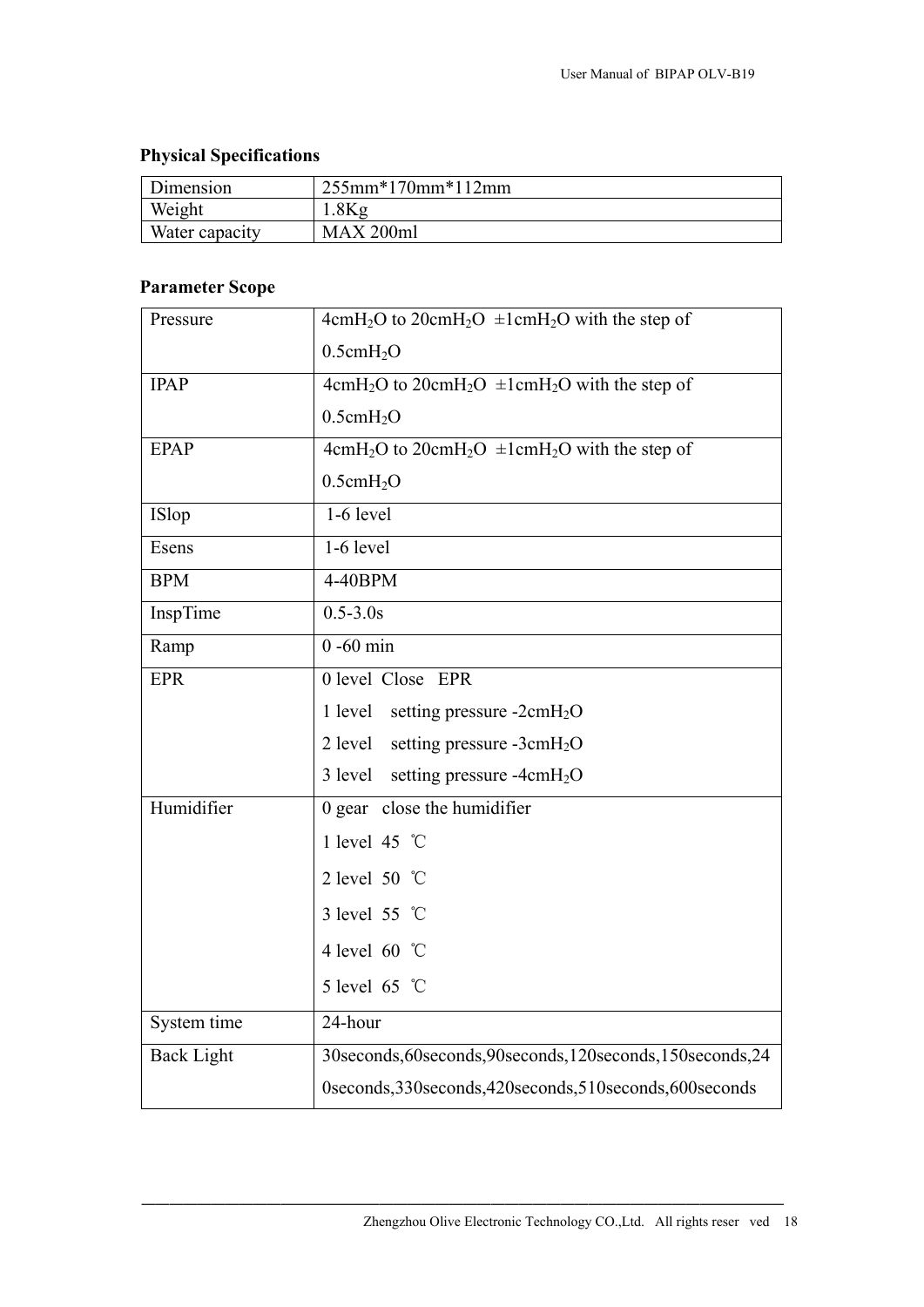**Physical Specifications**

| Dimension | 255mm*170mm*112mm |
|---|---|
| Weight | 1.8Kg |
| Water capacity | MAX 200ml |

**Parameter Scope**

| Pressure | $4cmH_2O$ to $20cmH_2O$ $\pm 1cmH_2O$ with the step of $0.5cmH_2O$ |
|---|---|
| IPAP | $4cmH_2O$ to $20cmH_2O$ $\pm 1cmH_2O$ with the step of $0.5cmH_2O$ |
| EPAP | $4cmH_2O$ to $20cmH_2O$ $\pm 1cmH_2O$ with the step of $0.5cmH_2O$ |
| ISlop | 1-6 level |
| Esens | 1-6 level |
| BPM | 4-40BPM |
| InspTime | 0.5-3.0s |
| Ramp | 0 -60 min |
| EPR | 0 level Close EPR<br>1 level setting pressure $-2cmH_2O$<br>2 level setting pressure $-3cmH_2O$<br>3 level setting pressure $-4cmH_2O$ |
| Humidifier | 0 gear close the humidifier<br>1 level 45 ℃<br>2 level 50 ℃<br>3 level 55 ℃<br>4 level 60 ℃<br>5 level 65 ℃ |
| System time | 24-hour |
| Back Light | 30seconds,60seconds,90seconds,120seconds,150seconds,240seconds,330seconds,420seconds,510seconds,600seconds |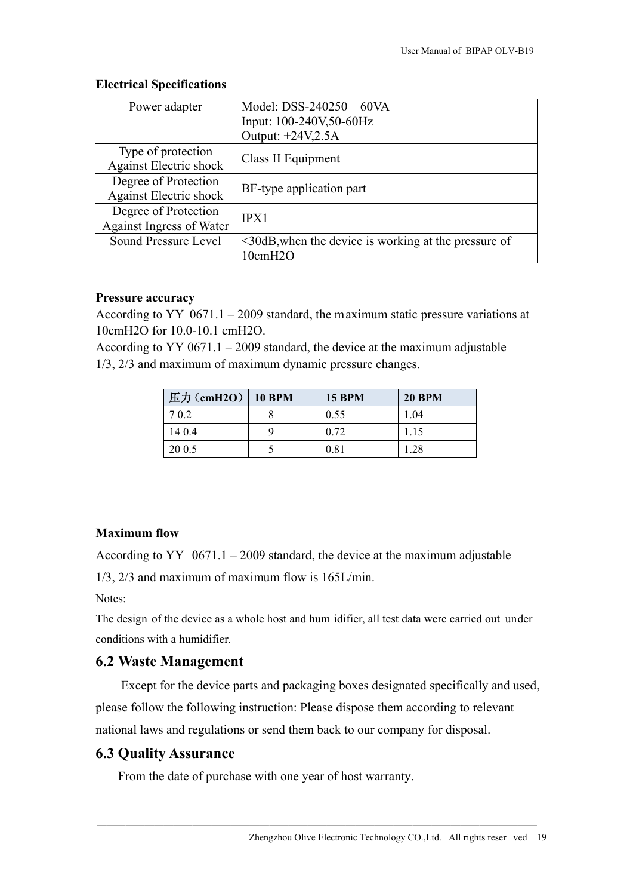**Electrical Specifications**

| Power adapter | Model: DSS-240250 60VA<br>Input: 100-240V,50-60Hz<br>Output: +24V,2.5A |
|---|---|
| Type of protection Against Electric shock | Class II Equipment |
| Degree of Protection Against Electric shock | BF-type application part |
| Degree of Protection Against Ingress of Water | IPX1 |
| Sound Pressure Level | <30dB,when the device is working at the pressure of 10cmH2O |

**Pressure accuracy**

According to YY 0671.1 – 2009 standard, the maximum static pressure variations at 10cmH2O for 10.0-10.1 cmH2O.

According to YY 0671.1 – 2009 standard, the device at the maximum adjustable 1/3, 2/3 and maximum of maximum dynamic pressure changes.

| 压力（cmH2O） | 10 BPM | 15 BPM | 20 BPM |
|---|---|---|---|
| 7 0.2 | 8 | 0.55 | 1.04 |
| 14 0.4 | 9 | 0.72 | 1.15 |
| 20 0.5 | 5 | 0.81 | 1.28 |

**Maximum flow**

According to YY 0671.1 – 2009 standard, the device at the maximum adjustable 1/3, 2/3 and maximum of maximum flow is 165L/min.

Notes:

The design of the device as a whole host and hum idifier, all test data were carried out under conditions with a humidifier.

## 6.2 Waste Management

Except for the device parts and packaging boxes designated specifically and used, please follow the following instruction: Please dispose them according to relevant national laws and regulations or send them back to our company for disposal.

## 6.3 Quality Assurance

From the date of purchase with one year of host warranty.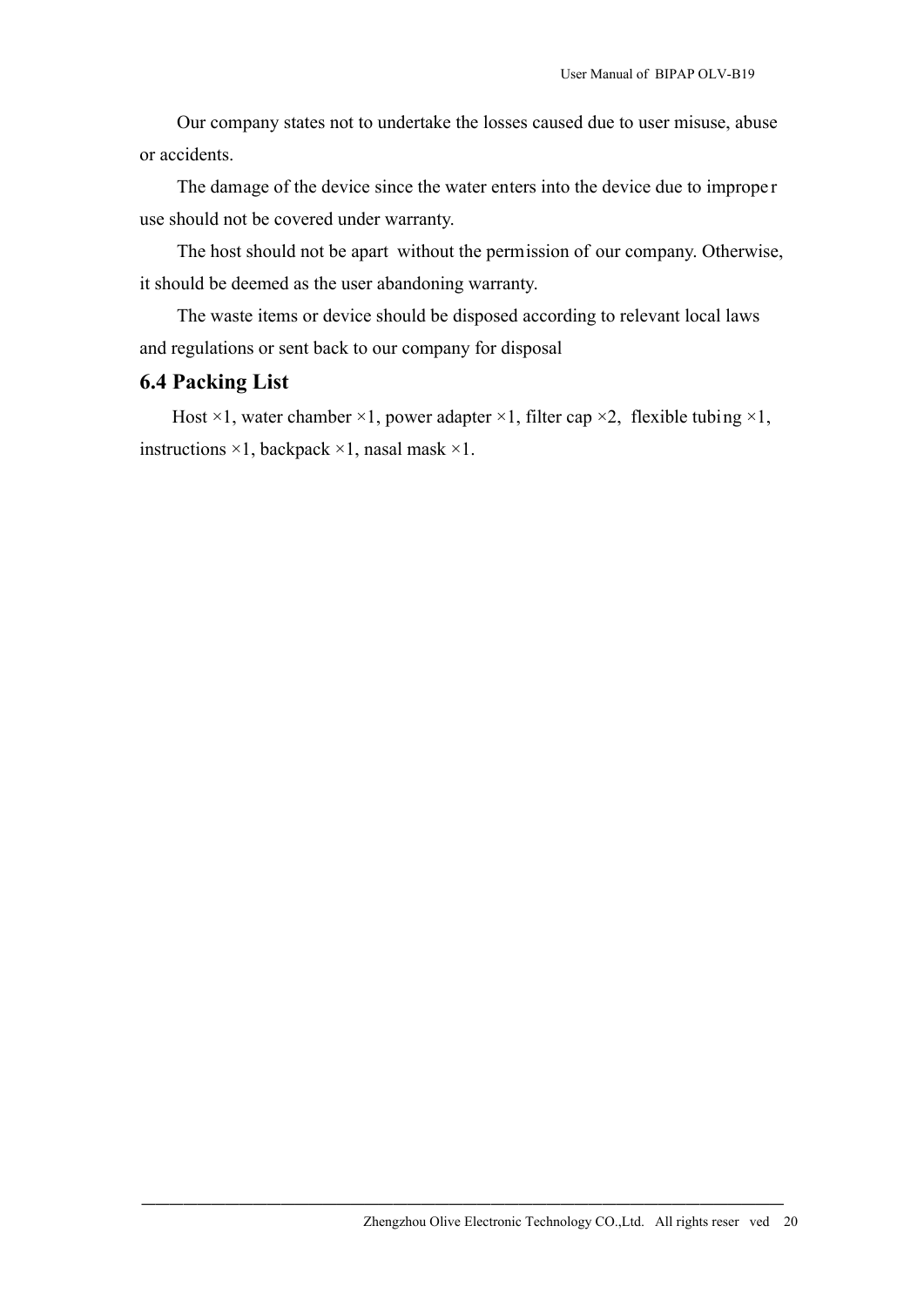Our company states not to undertake the losses caused due to user misuse, abuse or accidents.

The damage of the device since the water enters into the device due to improper use should not be covered under warranty.

The host should not be apart without the permission of our company. Otherwise, it should be deemed as the user abandoning warranty.

The waste items or device should be disposed according to relevant local laws and regulations or sent back to our company for disposal

## 6.4 Packing List

Host ×1, water chamber ×1, power adapter ×1, filter cap ×2, flexible tubing ×1, instructions ×1, backpack ×1, nasal mask ×1.